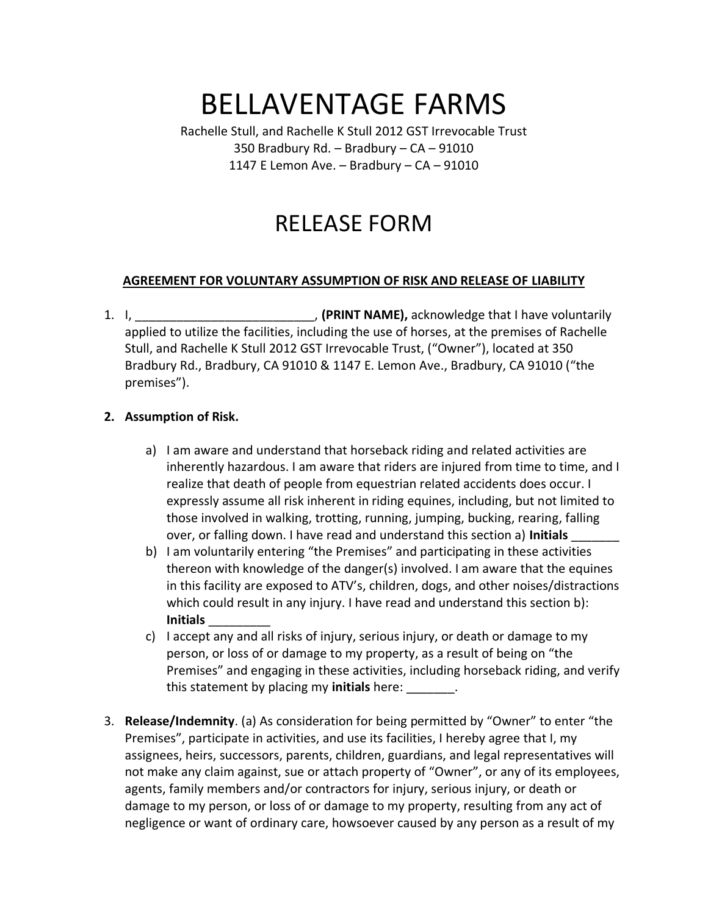# BELLAVENTAGE FARMS

Rachelle Stull, and Rachelle K Stull 2012 GST Irrevocable Trust
350 Bradbury Rd. – Bradbury – CA – 91010
1147 E Lemon Ave. – Bradbury – CA – 91010

# RELEASE FORM

**AGREEMENT FOR VOLUNTARY ASSUMPTION OF RISK AND RELEASE OF LIABILITY**

1. I, __________________________, **(PRINT NAME),** acknowledge that I have voluntarily applied to utilize the facilities, including the use of horses, at the premises of Rachelle Stull, and Rachelle K Stull 2012 GST Irrevocable Trust, ("Owner"), located at 350 Bradbury Rd., Bradbury, CA 91010 & 1147 E. Lemon Ave., Bradbury, CA 91010 ("the premises").

2. **Assumption of Risk.**

   a) I am aware and understand that horseback riding and related activities are inherently hazardous. I am aware that riders are injured from time to time, and I realize that death of people from equestrian related accidents does occur. I expressly assume all risk inherent in riding equines, including, but not limited to those involved in walking, trotting, running, jumping, bucking, rearing, falling over, or falling down. I have read and understand this section a) **Initials** _______
   
   b) I am voluntarily entering "the Premises" and participating in these activities thereon with knowledge of the danger(s) involved. I am aware that the equines in this facility are exposed to ATV's, children, dogs, and other noises/distractions which could result in any injury. I have read and understand this section b): **Initials** _________
   
   c) I accept any and all risks of injury, serious injury, or death or damage to my person, or loss of or damage to my property, as a result of being on "the Premises" and engaging in these activities, including horseback riding, and verify this statement by placing my **initials** here: _______.

3. **Release/Indemnity**. (a) As consideration for being permitted by "Owner" to enter "the Premises", participate in activities, and use its facilities, I hereby agree that I, my assignees, heirs, successors, parents, children, guardians, and legal representatives will not make any claim against, sue or attach property of "Owner", or any of its employees, agents, family members and/or contractors for injury, serious injury, or death or damage to my person, or loss of or damage to my property, resulting from any act of negligence or want of ordinary care, howsoever caused by any person as a result of my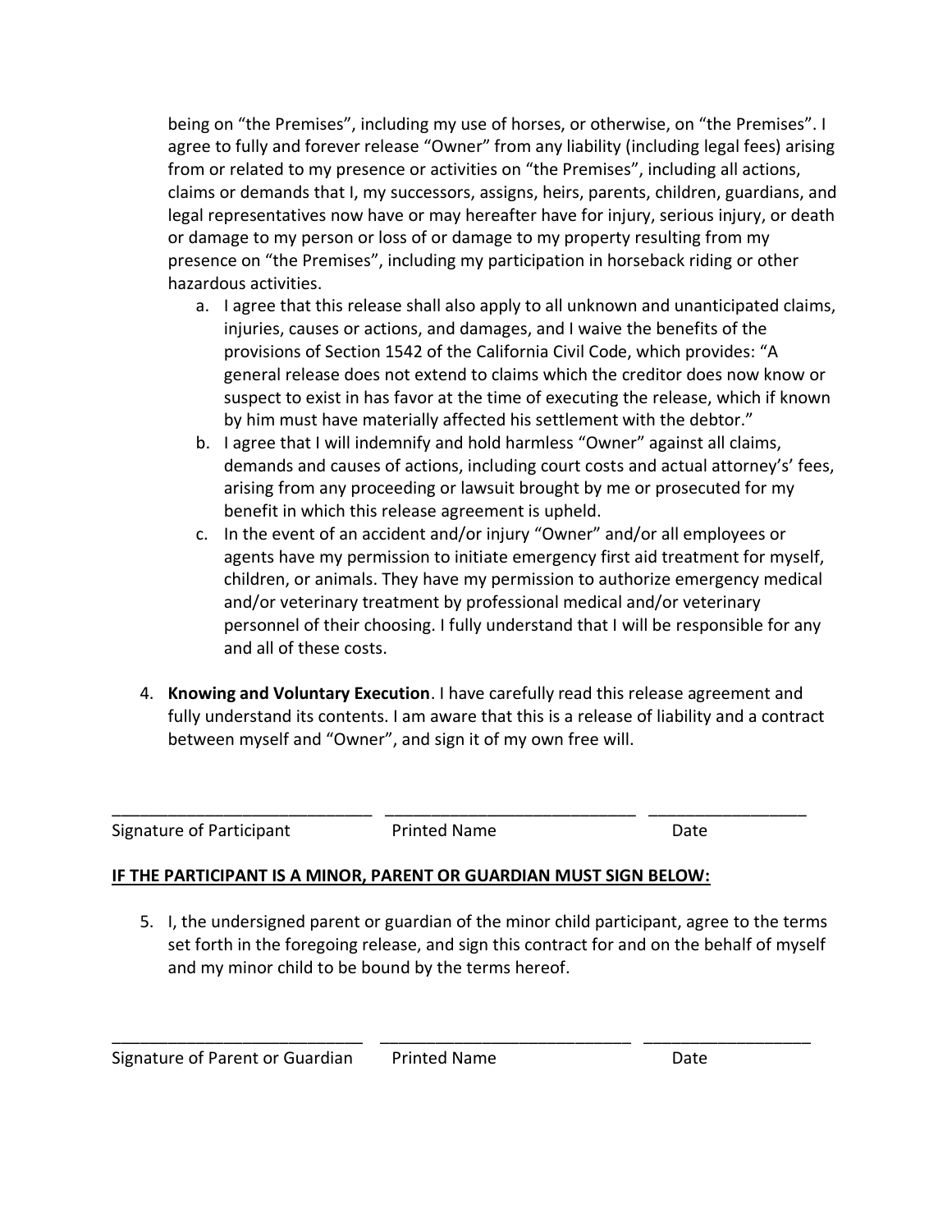being on "the Premises", including my use of horses, or otherwise, on "the Premises". I agree to fully and forever release "Owner" from any liability (including legal fees) arising from or related to my presence or activities on "the Premises", including all actions, claims or demands that I, my successors, assigns, heirs, parents, children, guardians, and legal representatives now have or may hereafter have for injury, serious injury, or death or damage to my person or loss of or damage to my property resulting from my presence on "the Premises", including my participation in horseback riding or other hazardous activities.

   a. I agree that this release shall also apply to all unknown and unanticipated claims, injuries, causes or actions, and damages, and I waive the benefits of the provisions of Section 1542 of the California Civil Code, which provides: "A general release does not extend to claims which the creditor does now know or suspect to exist in has favor at the time of executing the release, which if known by him must have materially affected his settlement with the debtor."
   b. I agree that I will indemnify and hold harmless "Owner" against all claims, demands and causes of actions, including court costs and actual attorney's' fees, arising from any proceeding or lawsuit brought by me or prosecuted for my benefit in which this release agreement is upheld.
   c. In the event of an accident and/or injury "Owner" and/or all employees or agents have my permission to initiate emergency first aid treatment for myself, children, or animals. They have my permission to authorize emergency medical and/or veterinary treatment by professional medical and/or veterinary personnel of their choosing. I fully understand that I will be responsible for any and all of these costs.

4. **Knowing and Voluntary Execution**. I have carefully read this release agreement and fully understand its contents. I am aware that this is a release of liability and a contract between myself and "Owner", and sign it of my own free will.

\_\_\_\_\_\_\_\_\_\_\_\_\_\_\_\_\_\_\_\_\_\_\_\_\_\_\_\_ \_\_\_\_\_\_\_\_\_\_\_\_\_\_\_\_\_\_\_\_\_\_\_\_\_\_\_ \_\_\_\_\_\_\_\_\_\_\_\_\_\_\_\_\_
Signature of Participant Printed Name Date

**IF THE PARTICIPANT IS A MINOR, PARENT OR GUARDIAN MUST SIGN BELOW:**

5. I, the undersigned parent or guardian of the minor child participant, agree to the terms set forth in the foregoing release, and sign this contract for and on the behalf of myself and my minor child to be bound by the terms hereof.

\_\_\_\_\_\_\_\_\_\_\_\_\_\_\_\_\_\_\_\_\_\_\_\_\_\_\_ \_\_\_\_\_\_\_\_\_\_\_\_\_\_\_\_\_\_\_\_\_\_\_\_\_\_\_ \_\_\_\_\_\_\_\_\_\_\_\_\_\_\_\_\_\_
Signature of Parent or Guardian Printed Name Date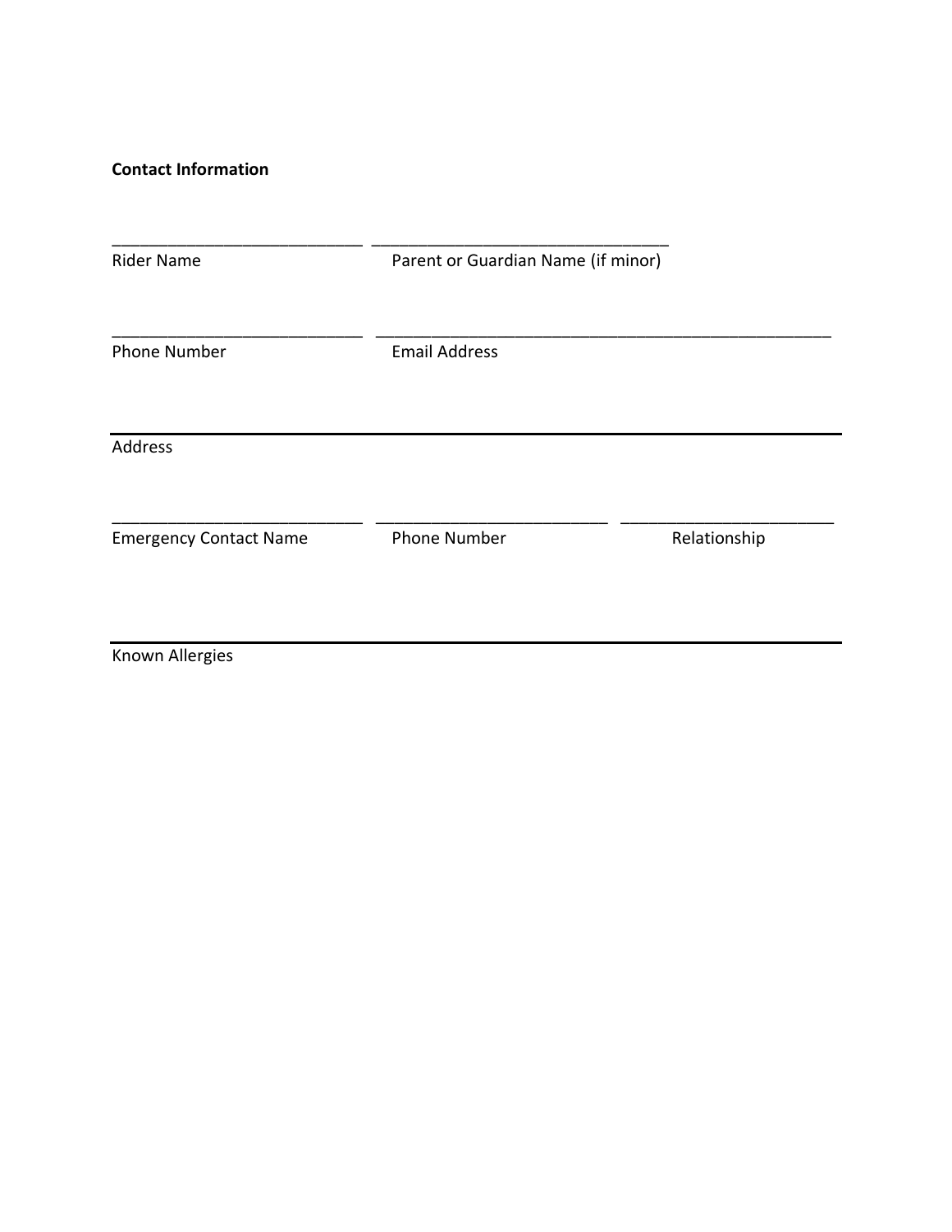**Contact Information**

\_\_\_\_\_\_\_\_\_\_\_\_\_\_\_\_\_\_\_\_\_\_\_\_\_\_\_ \_\_\_\_\_\_\_\_\_\_\_\_\_\_\_\_\_\_\_\_\_\_\_\_\_\_\_\_\_\_\_\_

Rider Name Parent or Guardian Name (if minor)

\_\_\_\_\_\_\_\_\_\_\_\_\_\_\_\_\_\_\_\_\_\_\_\_\_\_\_ \_\_\_\_\_\_\_\_\_\_\_\_\_\_\_\_\_\_\_\_\_\_\_\_\_\_\_\_\_\_\_\_\_\_\_\_\_\_\_\_\_\_\_\_\_\_\_\_\_

Phone Number Email Address

---

Address

\_\_\_\_\_\_\_\_\_\_\_\_\_\_\_\_\_\_\_\_\_\_\_\_\_\_\_ \_\_\_\_\_\_\_\_\_\_\_\_\_\_\_\_\_\_\_\_\_\_\_\_\_ \_\_\_\_\_\_\_\_\_\_\_\_\_\_\_\_\_\_\_\_\_\_\_

Emergency Contact Name Phone Number Relationship

---

Known Allergies